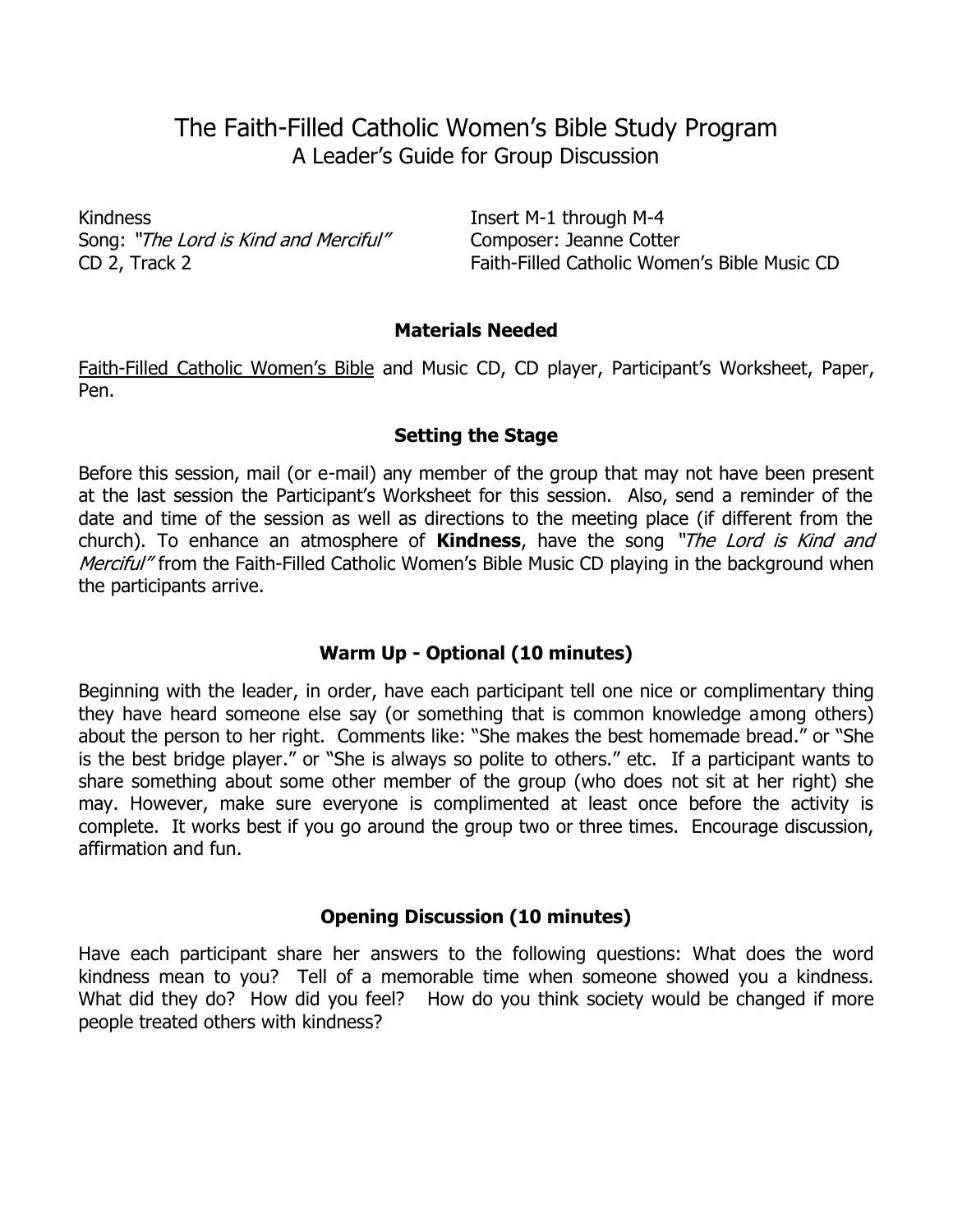# The Faith-Filled Catholic Women's Bible Study Program
## A Leader's Guide for Group Discussion

Kindness
Song: *"The Lord is Kind and Merciful"*
CD 2, Track 2

Insert M-1 through M-4
Composer: Jeanne Cotter
Faith-Filled Catholic Women's Bible Music CD

### Materials Needed

Faith-Filled Catholic Women's Bible and Music CD, CD player, Participant's Worksheet, Paper, Pen.

### Setting the Stage

Before this session, mail (or e-mail) any member of the group that may not have been present at the last session the Participant's Worksheet for this session. Also, send a reminder of the date and time of the session as well as directions to the meeting place (if different from the church). To enhance an atmosphere of **Kindness**, have the song *"The Lord is Kind and Merciful"* from the Faith-Filled Catholic Women's Bible Music CD playing in the background when the participants arrive.

### Warm Up - Optional (10 minutes)

Beginning with the leader, in order, have each participant tell one nice or complimentary thing they have heard someone else say (or something that is common knowledge among others) about the person to her right. Comments like: "She makes the best homemade bread." or "She is the best bridge player." or "She is always so polite to others." etc. If a participant wants to share something about some other member of the group (who does not sit at her right) she may. However, make sure everyone is complimented at least once before the activity is complete. It works best if you go around the group two or three times. Encourage discussion, affirmation and fun.

### Opening Discussion (10 minutes)

Have each participant share her answers to the following questions: What does the word kindness mean to you? Tell of a memorable time when someone showed you a kindness. What did they do? How did you feel? How do you think society would be changed if more people treated others with kindness?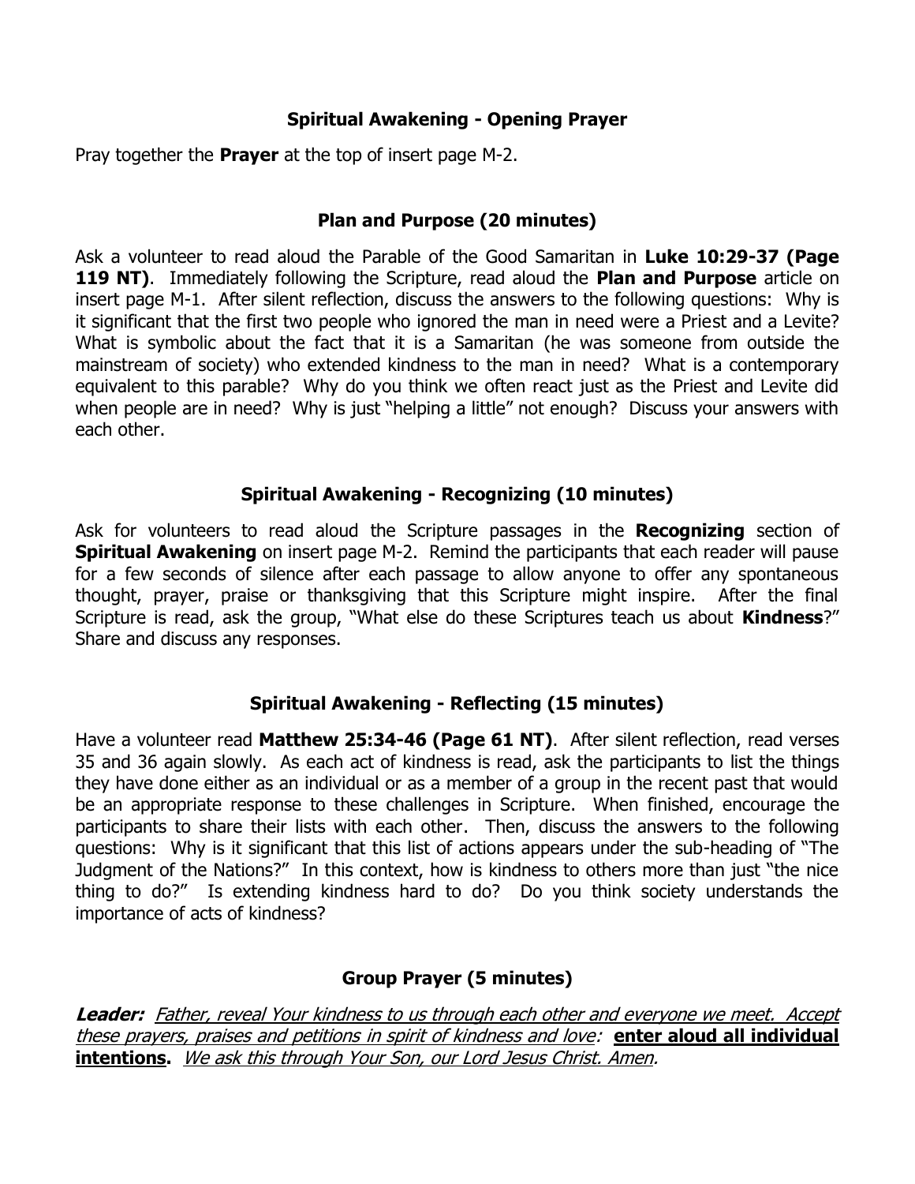## Spiritual Awakening - Opening Prayer

Pray together the **Prayer** at the top of insert page M-2.

## Plan and Purpose (20 minutes)

Ask a volunteer to read aloud the Parable of the Good Samaritan in **Luke 10:29-37 (Page 119 NT)**. Immediately following the Scripture, read aloud the **Plan and Purpose** article on insert page M-1. After silent reflection, discuss the answers to the following questions: Why is it significant that the first two people who ignored the man in need were a Priest and a Levite? What is symbolic about the fact that it is a Samaritan (he was someone from outside the mainstream of society) who extended kindness to the man in need? What is a contemporary equivalent to this parable? Why do you think we often react just as the Priest and Levite did when people are in need? Why is just "helping a little" not enough? Discuss your answers with each other.

## Spiritual Awakening - Recognizing (10 minutes)

Ask for volunteers to read aloud the Scripture passages in the **Recognizing** section of **Spiritual Awakening** on insert page M-2. Remind the participants that each reader will pause for a few seconds of silence after each passage to allow anyone to offer any spontaneous thought, prayer, praise or thanksgiving that this Scripture might inspire. After the final Scripture is read, ask the group, "What else do these Scriptures teach us about **Kindness**?" Share and discuss any responses.

## Spiritual Awakening - Reflecting (15 minutes)

Have a volunteer read **Matthew 25:34-46 (Page 61 NT)**. After silent reflection, read verses 35 and 36 again slowly. As each act of kindness is read, ask the participants to list the things they have done either as an individual or as a member of a group in the recent past that would be an appropriate response to these challenges in Scripture. When finished, encourage the participants to share their lists with each other. Then, discuss the answers to the following questions: Why is it significant that this list of actions appears under the sub-heading of "The Judgment of the Nations?" In this context, how is kindness to others more than just "the nice thing to do?" Is extending kindness hard to do? Do you think society understands the importance of acts of kindness?

## Group Prayer (5 minutes)

***Leader:*** *Father, reveal Your kindness to us through each other and everyone we meet. Accept these prayers, praises and petitions in spirit of kindness and love:* **enter aloud all individual intentions.** *We ask this through Your Son, our Lord Jesus Christ. Amen.*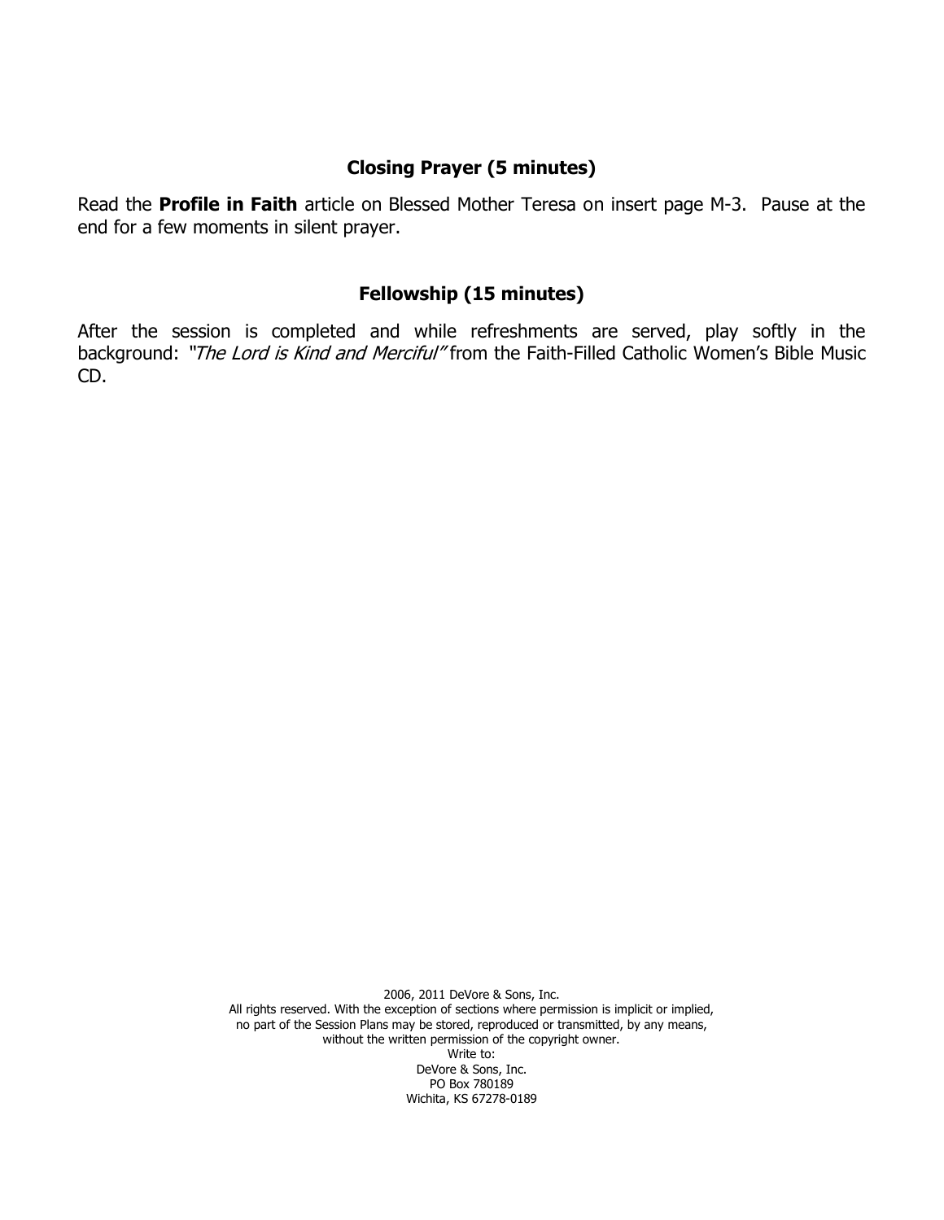## Closing Prayer (5 minutes)

Read the **Profile in Faith** article on Blessed Mother Teresa on insert page M-3. Pause at the end for a few moments in silent prayer.

## Fellowship (15 minutes)

After the session is completed and while refreshments are served, play softly in the background: *"The Lord is Kind and Merciful"* from the Faith-Filled Catholic Women's Bible Music CD.

2006, 2011 DeVore & Sons, Inc.
All rights reserved. With the exception of sections where permission is implicit or implied, no part of the Session Plans may be stored, reproduced or transmitted, by any means, without the written permission of the copyright owner.
Write to:
DeVore & Sons, Inc.
PO Box 780189
Wichita, KS 67278-0189